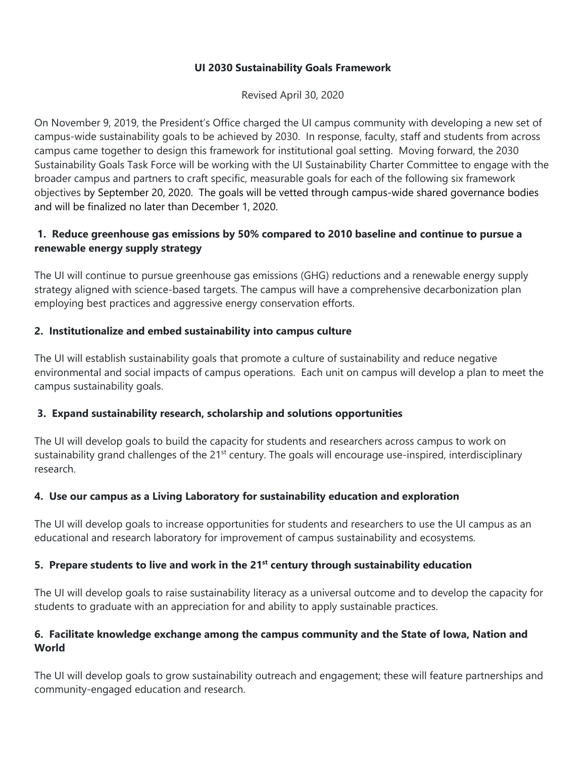# UI 2030 Sustainability Goals Framework

Revised April 30, 2020

On November 9, 2019, the President's Office charged the UI campus community with developing a new set of campus-wide sustainability goals to be achieved by 2030. In response, faculty, staff and students from across campus came together to design this framework for institutional goal setting. Moving forward, the 2030 Sustainability Goals Task Force will be working with the UI Sustainability Charter Committee to engage with the broader campus and partners to craft specific, measurable goals for each of the following six framework objectives by September 20, 2020. The goals will be vetted through campus-wide shared governance bodies and will be finalized no later than December 1, 2020.

## 1. Reduce greenhouse gas emissions by 50% compared to 2010 baseline and continue to pursue a renewable energy supply strategy

The UI will continue to pursue greenhouse gas emissions (GHG) reductions and a renewable energy supply strategy aligned with science-based targets. The campus will have a comprehensive decarbonization plan employing best practices and aggressive energy conservation efforts.

## 2. Institutionalize and embed sustainability into campus culture

The UI will establish sustainability goals that promote a culture of sustainability and reduce negative environmental and social impacts of campus operations. Each unit on campus will develop a plan to meet the campus sustainability goals.

## 3. Expand sustainability research, scholarship and solutions opportunities

The UI will develop goals to build the capacity for students and researchers across campus to work on sustainability grand challenges of the 21st century. The goals will encourage use-inspired, interdisciplinary research.

## 4. Use our campus as a Living Laboratory for sustainability education and exploration

The UI will develop goals to increase opportunities for students and researchers to use the UI campus as an educational and research laboratory for improvement of campus sustainability and ecosystems.

## 5. Prepare students to live and work in the 21st century through sustainability education

The UI will develop goals to raise sustainability literacy as a universal outcome and to develop the capacity for students to graduate with an appreciation for and ability to apply sustainable practices.

## 6. Facilitate knowledge exchange among the campus community and the State of Iowa, Nation and World

The UI will develop goals to grow sustainability outreach and engagement; these will feature partnerships and community-engaged education and research.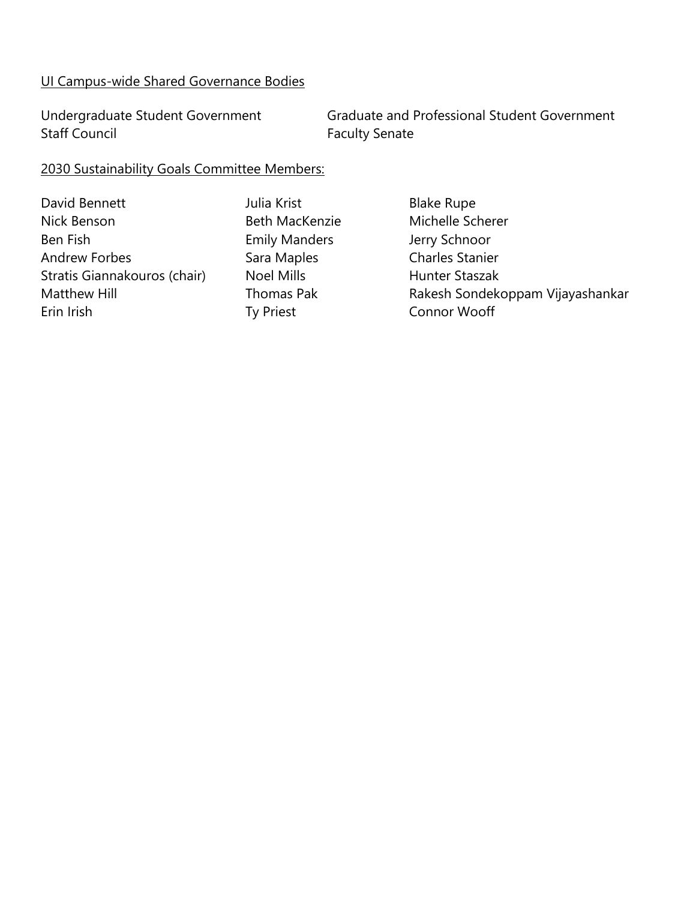UI Campus-wide Shared Governance Bodies

Undergraduate Student Government
Graduate and Professional Student Government
Staff Council
Faculty Senate

2030 Sustainability Goals Committee Members:

David Bennett
Nick Benson
Ben Fish
Andrew Forbes
Stratis Giannakouros (chair)
Matthew Hill
Erin Irish
Julia Krist
Beth MacKenzie
Emily Manders
Sara Maples
Noel Mills
Thomas Pak
Ty Priest
Blake Rupe
Michelle Scherer
Jerry Schnoor
Charles Stanier
Hunter Staszak
Rakesh Sondekoppam Vijayashankar
Connor Wooff